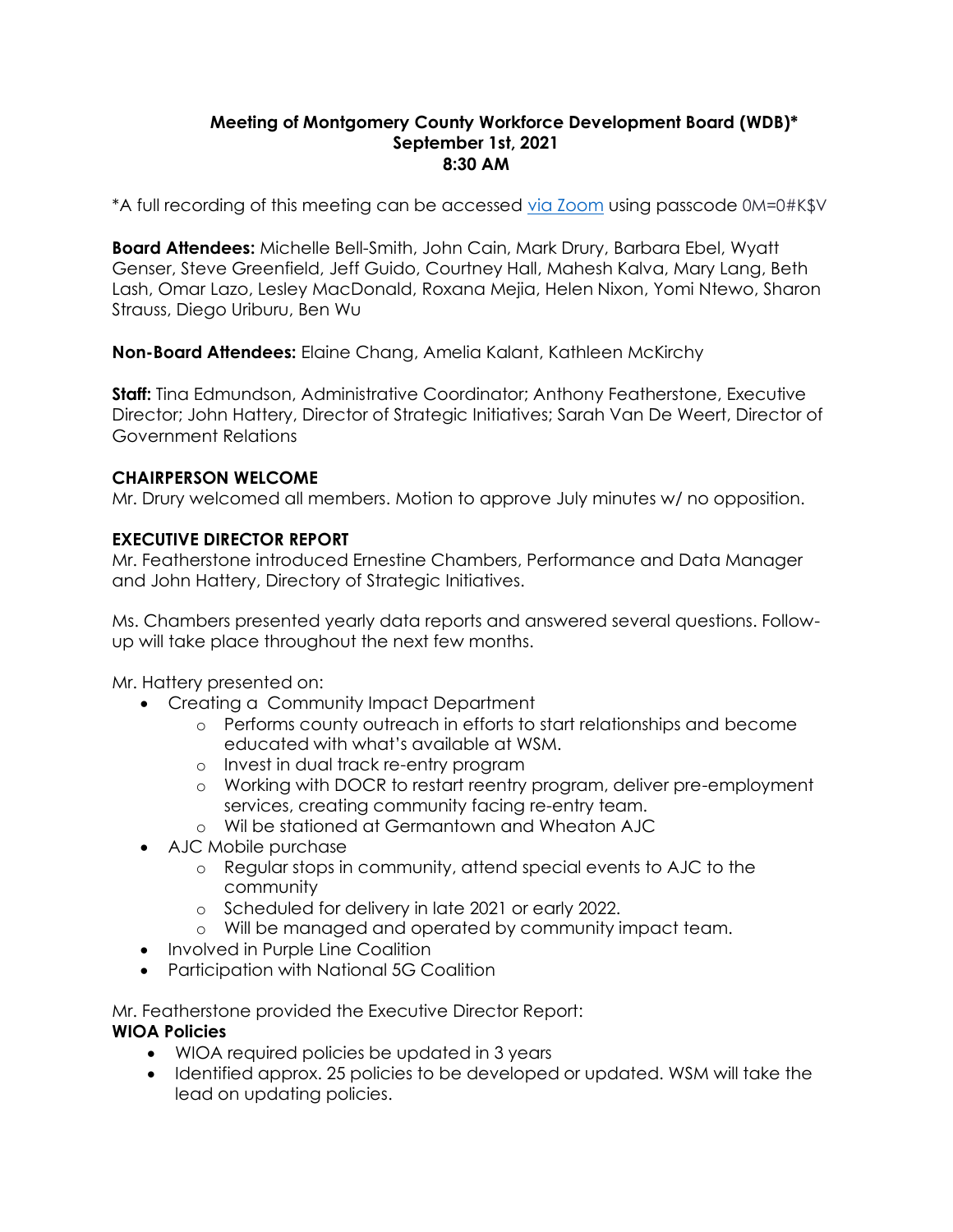**Meeting of Montgomery County Workforce Development Board (WDB)***
**September 1st, 2021**
**8:30 AM**

*A full recording of this meeting can be accessed via Zoom using passcode 0M=0#K$V

**Board Attendees:** Michelle Bell-Smith, John Cain, Mark Drury, Barbara Ebel, Wyatt Genser, Steve Greenfield, Jeff Guido, Courtney Hall, Mahesh Kalva, Mary Lang, Beth Lash, Omar Lazo, Lesley MacDonald, Roxana Mejia, Helen Nixon, Yomi Ntewo, Sharon Strauss, Diego Uriburu, Ben Wu

**Non-Board Attendees:** Elaine Chang, Amelia Kalant, Kathleen McKirchy

**Staff:** Tina Edmundson, Administrative Coordinator; Anthony Featherstone, Executive Director; John Hattery, Director of Strategic Initiatives; Sarah Van De Weert, Director of Government Relations

**CHAIRPERSON WELCOME**

Mr. Drury welcomed all members. Motion to approve July minutes w/ no opposition.

**EXECUTIVE DIRECTOR REPORT**

Mr. Featherstone introduced Ernestine Chambers, Performance and Data Manager and John Hattery, Directory of Strategic Initiatives.

Ms. Chambers presented yearly data reports and answered several questions. Follow-up will take place throughout the next few months.

Mr. Hattery presented on:

- Creating a  Community Impact Department
  - Performs county outreach in efforts to start relationships and become educated with what's available at WSM.
  - Invest in dual track re-entry program
  - Working with DOCR to restart reentry program, deliver pre-employment services, creating community facing re-entry team.
  - Wil be stationed at Germantown and Wheaton AJC
- AJC Mobile purchase
  - Regular stops in community, attend special events to AJC to the community
  - Scheduled for delivery in late 2021 or early 2022.
  - Will be managed and operated by community impact team.
- Involved in Purple Line Coalition
- Participation with National 5G Coalition

Mr. Featherstone provided the Executive Director Report:

**WIOA Policies**

- WIOA required policies be updated in 3 years
- Identified approx. 25 policies to be developed or updated. WSM will take the lead on updating policies.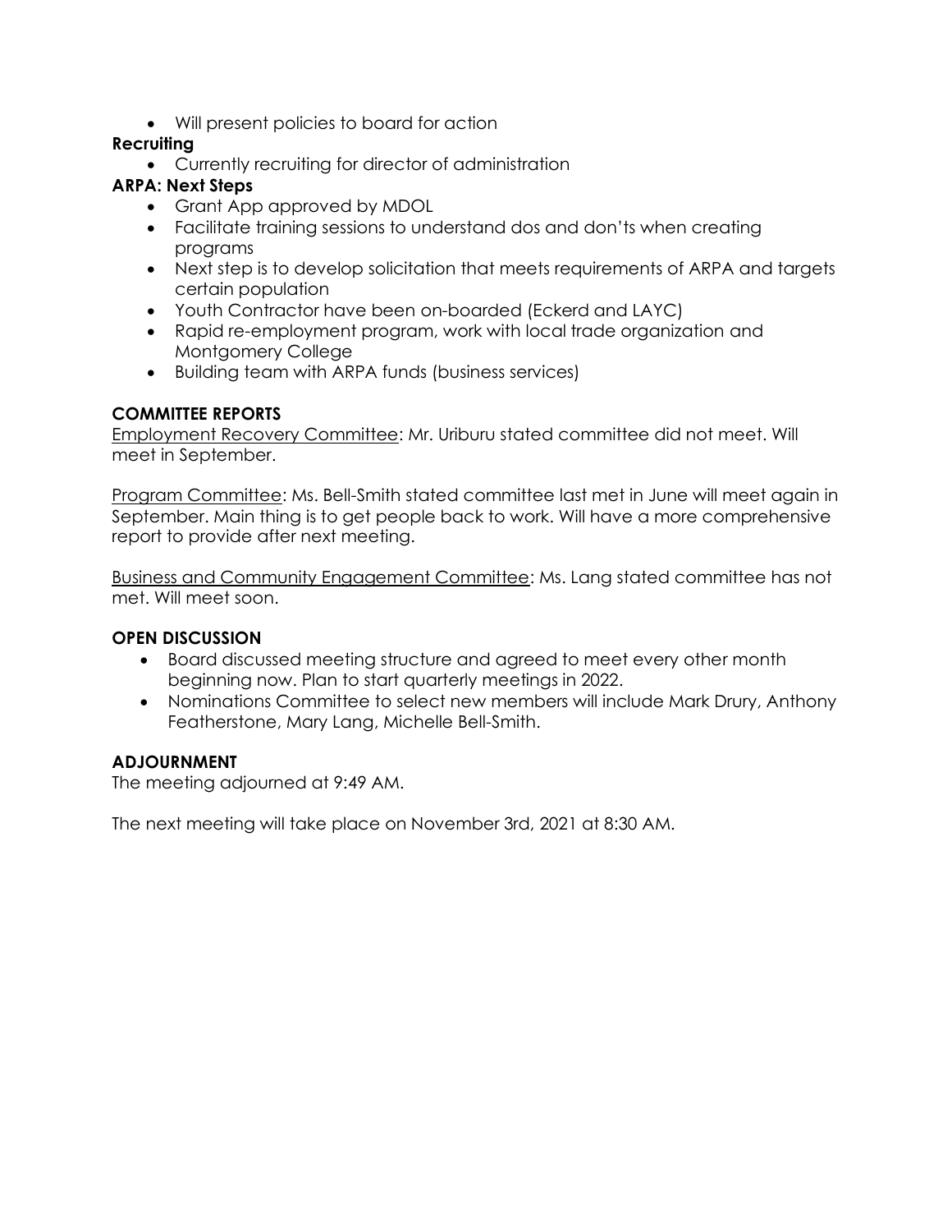- Will present policies to board for action

**Recruiting**

- Currently recruiting for director of administration

**ARPA: Next Steps**

- Grant App approved by MDOL
- Facilitate training sessions to understand dos and don'ts when creating programs
- Next step is to develop solicitation that meets requirements of ARPA and targets certain population
- Youth Contractor have been on-boarded (Eckerd and LAYC)
- Rapid re-employment program, work with local trade organization and Montgomery College
- Building team with ARPA funds (business services)

**COMMITTEE REPORTS**

Employment Recovery Committee: Mr. Uriburu stated committee did not meet. Will meet in September.

Program Committee: Ms. Bell-Smith stated committee last met in June will meet again in September. Main thing is to get people back to work. Will have a more comprehensive report to provide after next meeting.

Business and Community Engagement Committee: Ms. Lang stated committee has not met. Will meet soon.

**OPEN DISCUSSION**

- Board discussed meeting structure and agreed to meet every other month beginning now. Plan to start quarterly meetings in 2022.
- Nominations Committee to select new members will include Mark Drury, Anthony Featherstone, Mary Lang, Michelle Bell-Smith.

**ADJOURNMENT**

The meeting adjourned at 9:49 AM.

The next meeting will take place on November 3rd, 2021 at 8:30 AM.